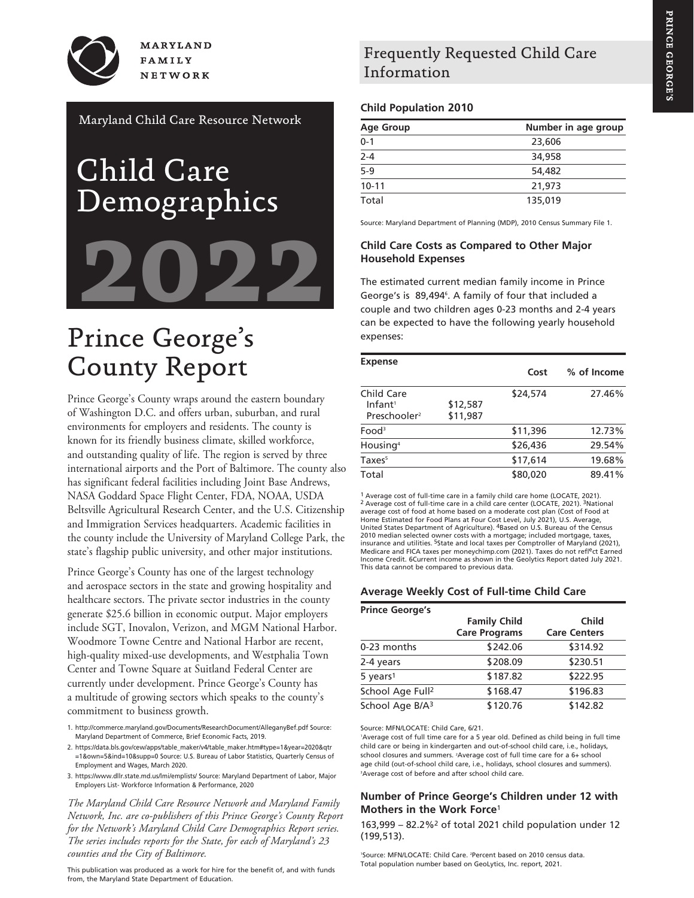MARYLAND FAMILY NETWORK

Maryland Child Care Resource Network

# Child Care Demographics 2022

# Prince George's County Report

Prince George's County wraps around the eastern boundary of Washington D.C. and offers urban, suburban, and rural environments for employers and residents. The county is known for its friendly business climate, skilled workforce, and outstanding quality of life. The region is served by three international airports and the Port of Baltimore. The county also has significant federal facilities including Joint Base Andrews, NASA Goddard Space Flight Center, FDA, NOAA, USDA Beltsville Agricultural Research Center, and the U.S. Citizenship and Immigration Services headquarters. Academic facilities in the county include the University of Maryland College Park, the state's flagship public university, and other major institutions.

Prince George's County has one of the largest technology and aerospace sectors in the state and growing hospitality and healthcare sectors. The private sector industries in the county generate $25.6 billion in economic output. Major employers include SGT, Inovalon, Verizon, and MGM National Harbor. Woodmore Towne Centre and National Harbor are recent, high-quality mixed-use developments, and Westphalia Town Center and Towne Square at Suitland Federal Center are currently under development. Prince George's County has a multitude of growing sectors which speaks to the county's commitment to business growth.

1. http://commerce.maryland.gov/Documents/ResearchDocument/AlleganyBef.pdf Source: Maryland Department of Commerce, Brief Economic Facts, 2019.
2. https://data.bls.gov/cew/apps/table_maker/v4/table_maker.htm#type=1&year=2020&qtr=1&own=5&ind=10&supp=0 Source: U.S. Bureau of Labor Statistics, Quarterly Census of Employment and Wages, March 2020.
3. https://www.dllr.state.md.us/lmi/emplists/ Source: Maryland Department of Labor, Major Employers List- Workforce Information & Performance, 2020

*The Maryland Child Care Resource Network and Maryland Family Network, Inc. are co-publishers of this Prince George's County Report for the Network's Maryland Child Care Demographics Report series. The series includes reports for the State, for each of Maryland's 23 counties and the City of Baltimore.*

This publication was produced as a work for hire for the benefit of, and with funds from, the Maryland State Department of Education.

## Frequently Requested Child Care Information

### Child Population 2010

| Age Group | Number in age group |
|---|---|
| 0-1 | 23,606 |
| 2-4 | 34,958 |
| 5-9 | 54,482 |
| 10-11 | 21,973 |
| Total | 135,019 |

Source: Maryland Department of Planning (MDP), 2010 Census Summary File 1.

### Child Care Costs as Compared to Other Major Household Expenses

The estimated current median family income in Prince George's is 89,494[6]. A family of four that included a couple and two children ages 0-23 months and 2-4 years can be expected to have the following yearly household expenses:

| Expense | | Cost | % of Income |
|---|---|---|---|
| Child Care | | $24,574 | 27.46% |
| Infant[1] | $12,587 | | |
| Preschooler[2] | $11,987 | | |
| Food[3] | | $11,396 | 12.73% |
| Housing[4] | | $26,436 | 29.54% |
| Taxes[5] | | $17,614 | 19.68% |
| Total | | $80,020 | 89.41% |

[1] Average cost of full-time care in a family child care home (LOCATE, 2021). [2] Average cost of full-time care in a child care center (LOCATE, 2021). [3]National average cost of food at home based on a moderate cost plan (Cost of Food at Home Estimated for Food Plans at Four Cost Level, July 2021), U.S. Average, United States Department of Agriculture). [4]Based on U.S. Bureau of the Census 2010 median selected owner costs with a mortgage; included mortgage, taxes, insurance and utilities. [5]State and local taxes per Comptroller of Maryland (2021), Medicare and FICA taxes per moneychimp.com (2021). Taxes do not reflect Earned Income Credit. 6Current income as shown in the Geolytics Report dated July 2021. This data cannot be compared to previous data.

### Average Weekly Cost of Full-time Child Care

| Prince George's | Family Child Care Programs | Child Care Centers |
|---|---|---|
| 0-23 months | $242.06 | $314.92 |
| 2-4 years | $208.09 | $230.51 |
| 5 years[1] | $187.82 | $222.95 |
| School Age Full[2] | $168.47 | $196.83 |
| School Age B/A[3] | $120.76 | $142.82 |

Source: MFN/LOCATE: Child Care, 6/21.
[1]Average cost of full time care for a 5 year old. Defined as child being in full time child care or being in kindergarten and out-of-school child care, i.e., holidays, school closures and summers. [2]Average cost of full time care for a 6+ school age child (out-of-school child care, i.e., holidays, school closures and summers). [3]Average cost of before and after school child care.

### Number of Prince George's Children under 12 with Mothers in the Work Force[1]

163,999 – 82.2%[2] of total 2021 child population under 12 (199,513).

[1]Source: MFN/LOCATE: Child Care. [2]Percent based on 2010 census data. Total population number based on GeoLytics, Inc. report, 2021.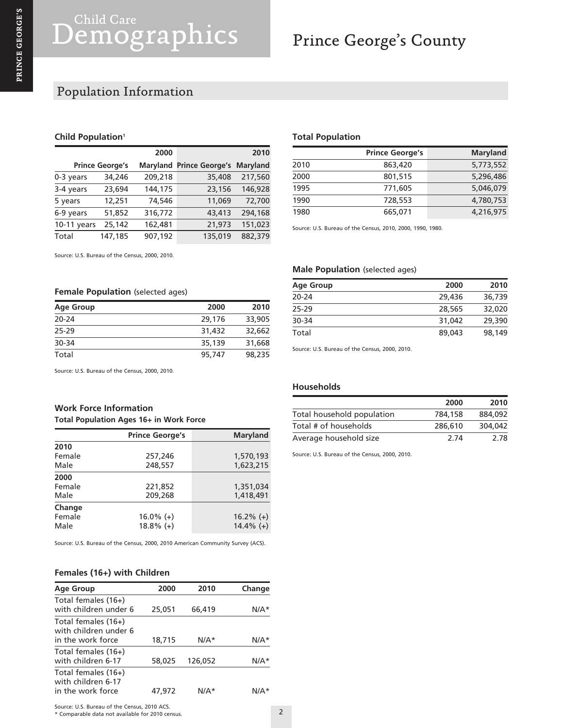# Child Care Demographics

# Prince George's County

## Population Information

### Child Population[1]

| | 2000 | | 2010 | |
|---|---|---|---|---|
| | Prince George's | Maryland | Prince George's | Maryland |
| 0-3 years | 34,246 | 209,218 | 35,408 | 217,560 |
| 3-4 years | 23,694 | 144,175 | 23,156 | 146,928 |
| 5 years | 12,251 | 74,546 | 11,069 | 72,700 |
| 6-9 years | 51,852 | 316,772 | 43,413 | 294,168 |
| 10-11 years | 25,142 | 162,481 | 21,973 | 151,023 |
| Total | 147,185 | 907,192 | 135,019 | 882,379 |

Source: U.S. Bureau of the Census, 2000, 2010.

### Female Population (selected ages)

| Age Group | 2000 | 2010 |
|---|---|---|
| 20-24 | 29,176 | 33,905 |
| 25-29 | 31,432 | 32,662 |
| 30-34 | 35,139 | 31,668 |
| Total | 95,747 | 98,235 |

Source: U.S. Bureau of the Census, 2000, 2010.

### Work Force Information

**Total Population Ages 16+ in Work Force**

| | Prince George's | Maryland |
|---|---|---|
| **2010** | | |
| Female | 257,246 | 1,570,193 |
| Male | 248,557 | 1,623,215 |
| **2000** | | |
| Female | 221,852 | 1,351,034 |
| Male | 209,268 | 1,418,491 |
| **Change** | | |
| Female | 16.0% (+) | 16.2% (+) |
| Male | 18.8% (+) | 14.4% (+) |

Source: U.S. Bureau of the Census, 2000, 2010 American Community Survey (ACS).

### Females (16+) with Children

| Age Group | 2000 | 2010 | Change |
|---|---|---|---|
| Total females (16+) with children under 6 | 25,051 | 66,419 | N/A* |
| Total females (16+) with children under 6 in the work force | 18,715 | N/A* | N/A* |
| Total females (16+) with children 6-17 | 58,025 | 126,052 | N/A* |
| Total females (16+) with children 6-17 in the work force | 47,972 | N/A* | N/A* |

Source: U.S. Bureau of the Census, 2010 ACS.
\* Comparable data not available for 2010 census.

### Total Population

| | Prince George's | Maryland |
|---|---|---|
| 2010 | 863,420 | 5,773,552 |
| 2000 | 801,515 | 5,296,486 |
| 1995 | 771,605 | 5,046,079 |
| 1990 | 728,553 | 4,780,753 |
| 1980 | 665,071 | 4,216,975 |

Source: U.S. Bureau of the Census, 2010, 2000, 1990, 1980.

### Male Population (selected ages)

| Age Group | 2000 | 2010 |
|---|---|---|
| 20-24 | 29,436 | 36,739 |
| 25-29 | 28,565 | 32,020 |
| 30-34 | 31,042 | 29,390 |
| Total | 89,043 | 98,149 |

Source: U.S. Bureau of the Census, 2000, 2010.

### Households

| | 2000 | 2010 |
|---|---|---|
| Total household population | 784,158 | 884,092 |
| Total # of households | 286,610 | 304,042 |
| Average household size | 2.74 | 2.78 |

Source: U.S. Bureau of the Census, 2000, 2010.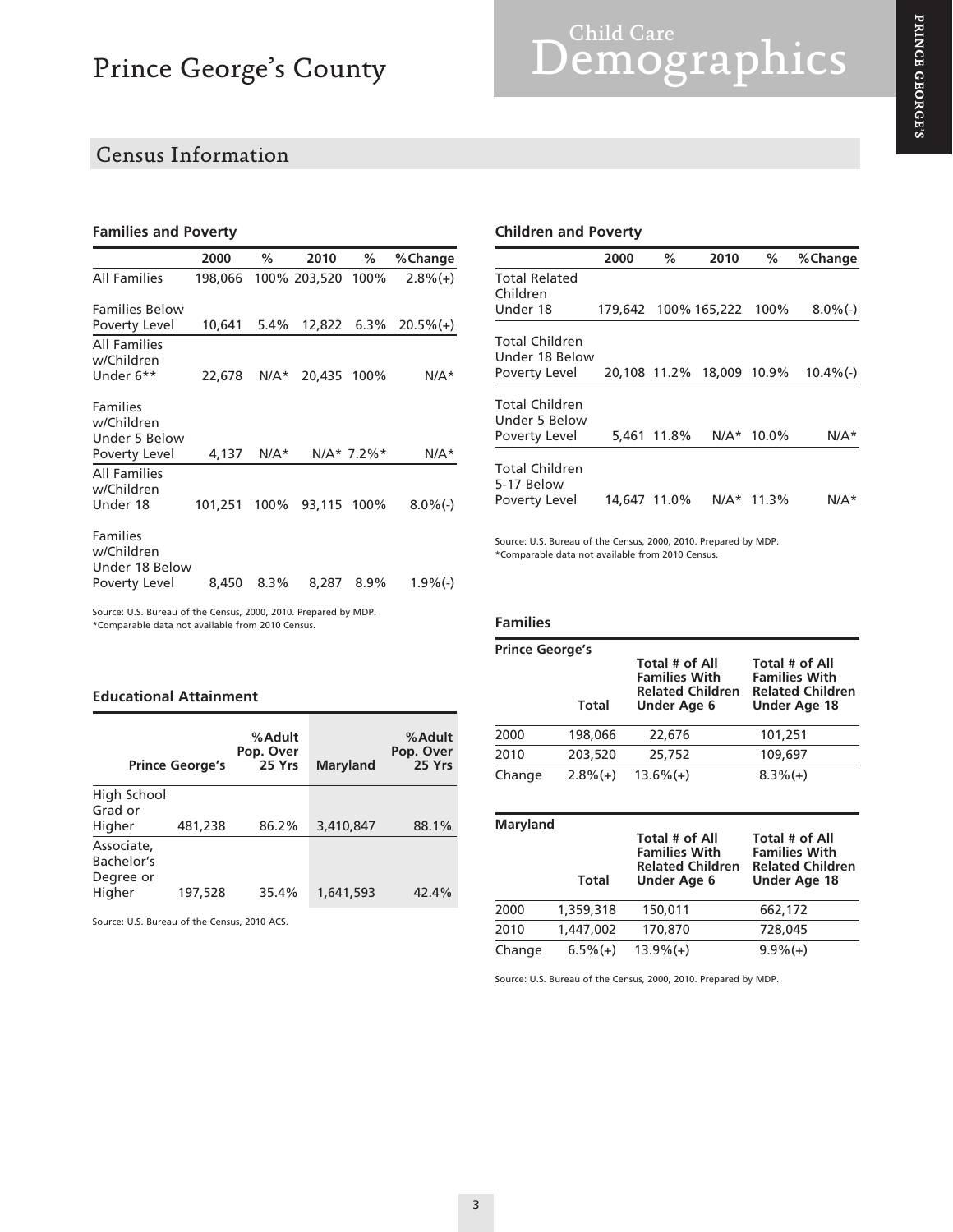# Prince George's County

# Child Care Demographics

## Census Information

### Families and Poverty

| | 2000 | % | 2010 | % | %Change |
|---|---|---|---|---|---|
| All Families | 198,066 | 100% | 203,520 | 100% | 2.8%(+) |
| Families Below Poverty Level | 10,641 | 5.4% | 12,822 | 6.3% | 20.5%(+) |
| All Families w/Children Under 6** | 22,678 | N/A* | 20,435 | 100% | N/A* |
| Families w/Children Under 5 Below Poverty Level | 4,137 | N/A* | N/A* | 7.2%* | N/A* |
| All Families w/Children Under 18 | 101,251 | 100% | 93,115 | 100% | 8.0%(-) |
| Families w/Children Under 18 Below Poverty Level | 8,450 | 8.3% | 8,287 | 8.9% | 1.9%(-) |

Source: U.S. Bureau of the Census, 2000, 2010. Prepared by MDP.
*Comparable data not available from 2010 Census.

### Educational Attainment

| | Prince George's | %Adult Pop. Over 25 Yrs | Maryland | %Adult Pop. Over 25 Yrs |
|---|---|---|---|---|
| High School Grad or Higher | 481,238 | 86.2% | 3,410,847 | 88.1% |
| Associate, Bachelor's Degree or Higher | 197,528 | 35.4% | 1,641,593 | 42.4% |

Source: U.S. Bureau of the Census, 2010 ACS.

### Children and Poverty

| | 2000 | % | 2010 | % | %Change |
|---|---|---|---|---|---|
| Total Related Children Under 18 | 179,642 | 100% | 165,222 | 100% | 8.0%(-) |
| Total Children Under 18 Below Poverty Level | 20,108 | 11.2% | 18,009 | 10.9% | 10.4%(-) |
| Total Children Under 5 Below Poverty Level | 5,461 | 11.8% | N/A* | 10.0% | N/A* |
| Total Children 5-17 Below Poverty Level | 14,647 | 11.0% | N/A* | 11.3% | N/A* |

Source: U.S. Bureau of the Census, 2000, 2010. Prepared by MDP.
*Comparable data not available from 2010 Census.

### Families

**Prince George's**

| | Total | Total # of All Families With Related Children Under Age 6 | Total # of All Families With Related Children Under Age 18 |
|---|---|---|---|
| 2000 | 198,066 | 22,676 | 101,251 |
| 2010 | 203,520 | 25,752 | 109,697 |
| Change | 2.8%(+) | 13.6%(+) | 8.3%(+) |

**Maryland**

| | Total | Total # of All Families With Related Children Under Age 6 | Total # of All Families With Related Children Under Age 18 |
|---|---|---|---|
| 2000 | 1,359,318 | 150,011 | 662,172 |
| 2010 | 1,447,002 | 170,870 | 728,045 |
| Change | 6.5%(+) | 13.9%(+) | 9.9%(+) |

Source: U.S. Bureau of the Census, 2000, 2010. Prepared by MDP.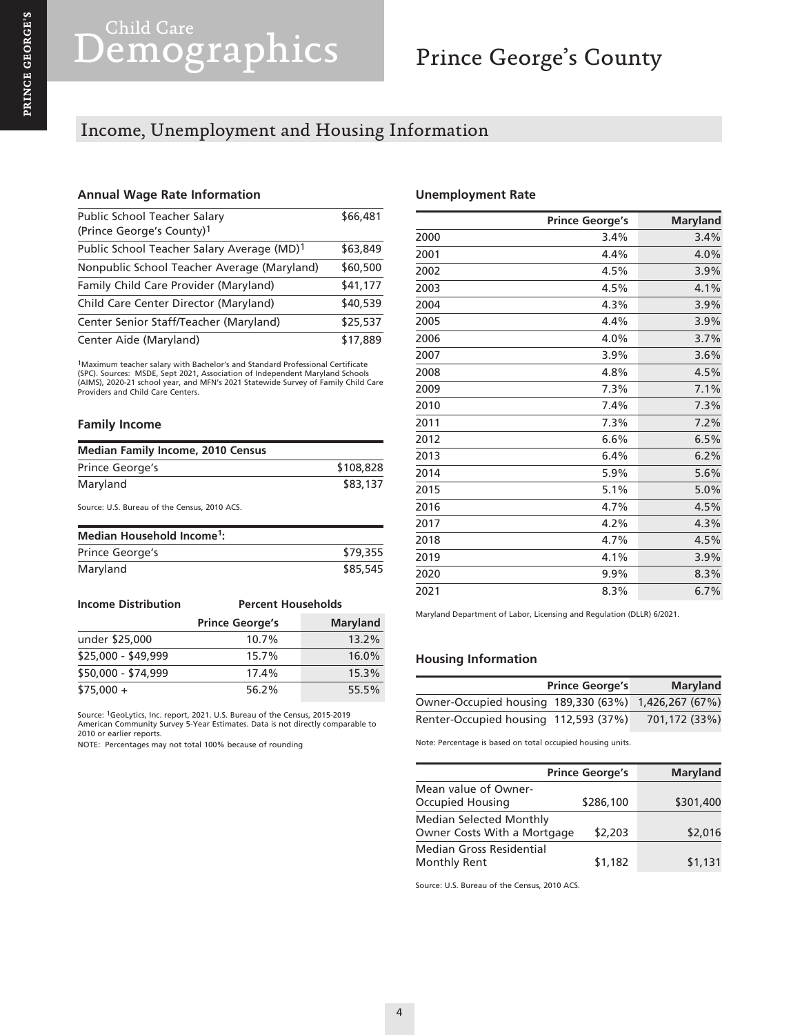# Child Care Demographics

# Prince George's County

## Income, Unemployment and Housing Information

### Annual Wage Rate Information

| | |
|---|---|
| Public School Teacher Salary (Prince George's County)[1] | $66,481 |
| Public School Teacher Salary Average (MD)[1] | $63,849 |
| Nonpublic School Teacher Average (Maryland) | $60,500 |
| Family Child Care Provider (Maryland) | $41,177 |
| Child Care Center Director (Maryland) | $40,539 |
| Center Senior Staff/Teacher (Maryland) | $25,537 |
| Center Aide (Maryland) | $17,889 |

[1]Maximum teacher salary with Bachelor's and Standard Professional Certificate (SPC). Sources: MSDE, Sept 2021, Association of Independent Maryland Schools (AIMS), 2020-21 school year, and MFN's 2021 Statewide Survey of Family Child Care Providers and Child Care Centers.

### Family Income

| Median Family Income, 2010 Census | |
|---|---|
| Prince George's | $108,828 |
| Maryland | $83,137 |

Source: U.S. Bureau of the Census, 2010 ACS.

| Median Household Income[1]: | |
|---|---|
| Prince George's | $79,355 |
| Maryland | $85,545 |

| Income Distribution | Percent Households | |
|---|---|---|
| | Prince George's | Maryland |
| under $25,000 | 10.7% | 13.2% |
| $25,000 - $49,999 | 15.7% | 16.0% |
| $50,000 - $74,999 | 17.4% | 15.3% |
| $75,000 + | 56.2% | 55.5% |

Source: [1]GeoLytics, Inc. report, 2021. U.S. Bureau of the Census, 2015-2019 American Community Survey 5-Year Estimates. Data is not directly comparable to 2010 or earlier reports.

NOTE: Percentages may not total 100% because of rounding

### Unemployment Rate

| | Prince George's | Maryland |
|---|---|---|
| 2000 | 3.4% | 3.4% |
| 2001 | 4.4% | 4.0% |
| 2002 | 4.5% | 3.9% |
| 2003 | 4.5% | 4.1% |
| 2004 | 4.3% | 3.9% |
| 2005 | 4.4% | 3.9% |
| 2006 | 4.0% | 3.7% |
| 2007 | 3.9% | 3.6% |
| 2008 | 4.8% | 4.5% |
| 2009 | 7.3% | 7.1% |
| 2010 | 7.4% | 7.3% |
| 2011 | 7.3% | 7.2% |
| 2012 | 6.6% | 6.5% |
| 2013 | 6.4% | 6.2% |
| 2014 | 5.9% | 5.6% |
| 2015 | 5.1% | 5.0% |
| 2016 | 4.7% | 4.5% |
| 2017 | 4.2% | 4.3% |
| 2018 | 4.7% | 4.5% |
| 2019 | 4.1% | 3.9% |
| 2020 | 9.9% | 8.3% |
| 2021 | 8.3% | 6.7% |

Maryland Department of Labor, Licensing and Regulation (DLLR) 6/2021.

### Housing Information

| | Prince George's | Maryland |
|---|---|---|
| Owner-Occupied housing | 189,330 (63%) | 1,426,267 (67%) |
| Renter-Occupied housing | 112,593 (37%) | 701,172 (33%) |

Note: Percentage is based on total occupied housing units.

| | Prince George's | Maryland |
|---|---|---|
| Mean value of Owner-Occupied Housing | $286,100 | $301,400 |
| Median Selected Monthly Owner Costs With a Mortgage | $2,203 | $2,016 |
| Median Gross Residential Monthly Rent | $1,182 | $1,131 |

Source: U.S. Bureau of the Census, 2010 ACS.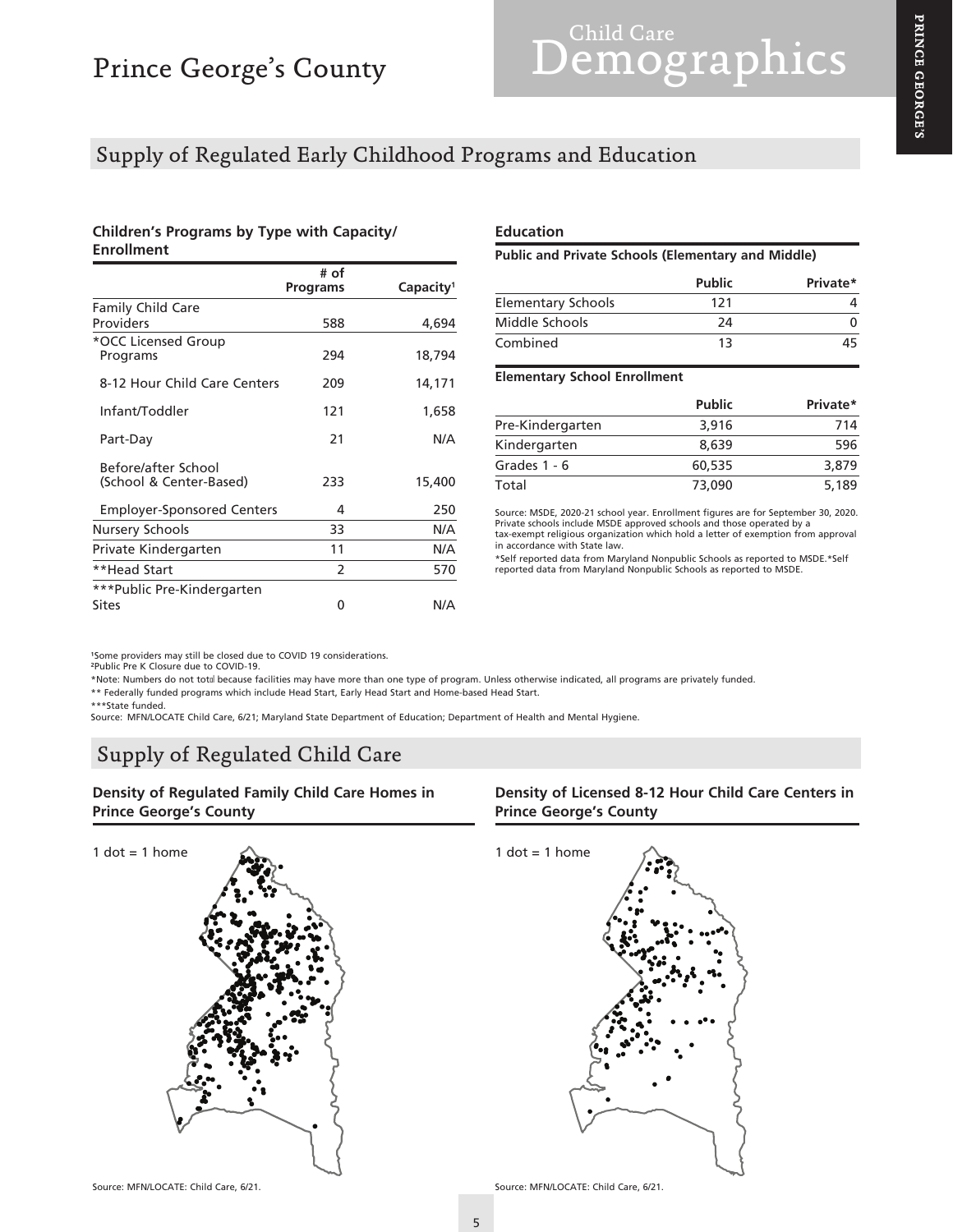# Prince George's County

## Child Care Demographics

## Supply of Regulated Early Childhood Programs and Education

### Children's Programs by Type with Capacity/ Enrollment

| | # of Programs | Capacity[1] |
|---|---|---|
| Family Child Care Providers | 588 | 4,694 |
| *OCC Licensed Group Programs | 294 | 18,794 |
| 8-12 Hour Child Care Centers | 209 | 14,171 |
| Infant/Toddler | 121 | 1,658 |
| Part-Day | 21 | N/A |
| Before/after School (School & Center-Based) | 233 | 15,400 |
| Employer-Sponsored Centers | 4 | 250 |
| Nursery Schools | 33 | N/A |
| Private Kindergarten | 11 | N/A |
| **Head Start | 2 | 570 |
| ***Public Pre-Kindergarten Sites | 0 | N/A |

### Education

**Public and Private Schools (Elementary and Middle)**

| | Public | Private* |
|---|---|---|
| Elementary Schools | 121 | 4 |
| Middle Schools | 24 | 0 |
| Combined | 13 | 45 |

**Elementary School Enrollment**

| | Public | Private* |
|---|---|---|
| Pre-Kindergarten | 3,916 | 714 |
| Kindergarten | 8,639 | 596 |
| Grades 1 - 6 | 60,535 | 3,879 |
| Total | 73,090 | 5,189 |

Source: MSDE, 2020-21 school year. Enrollment figures are for September 30, 2020. Private schools include MSDE approved schools and those operated by a tax-exempt religious organization which hold a letter of exemption from approval in accordance with State law.

*Self reported data from Maryland Nonpublic Schools as reported to MSDE.*Self reported data from Maryland Nonpublic Schools as reported to MSDE.

[1]Some providers may still be closed due to COVID 19 considerations.
[2]Public Pre K Closure due to COVID-19.
*Note: Numbers do not total because facilities may have more than one type of program. Unless otherwise indicated, all programs are privately funded.
** Federally funded programs which include Head Start, Early Head Start and Home-based Head Start.
***State funded.
Source: MFN/LOCATE Child Care, 6/21; Maryland State Department of Education; Department of Health and Mental Hygiene.

## Supply of Regulated Child Care

### Density of Regulated Family Child Care Homes in Prince George's County

1 dot = 1 home

Source: MFN/LOCATE: Child Care, 6/21.

### Density of Licensed 8-12 Hour Child Care Centers in Prince George's County

1 dot = 1 home

Source: MFN/LOCATE: Child Care, 6/21.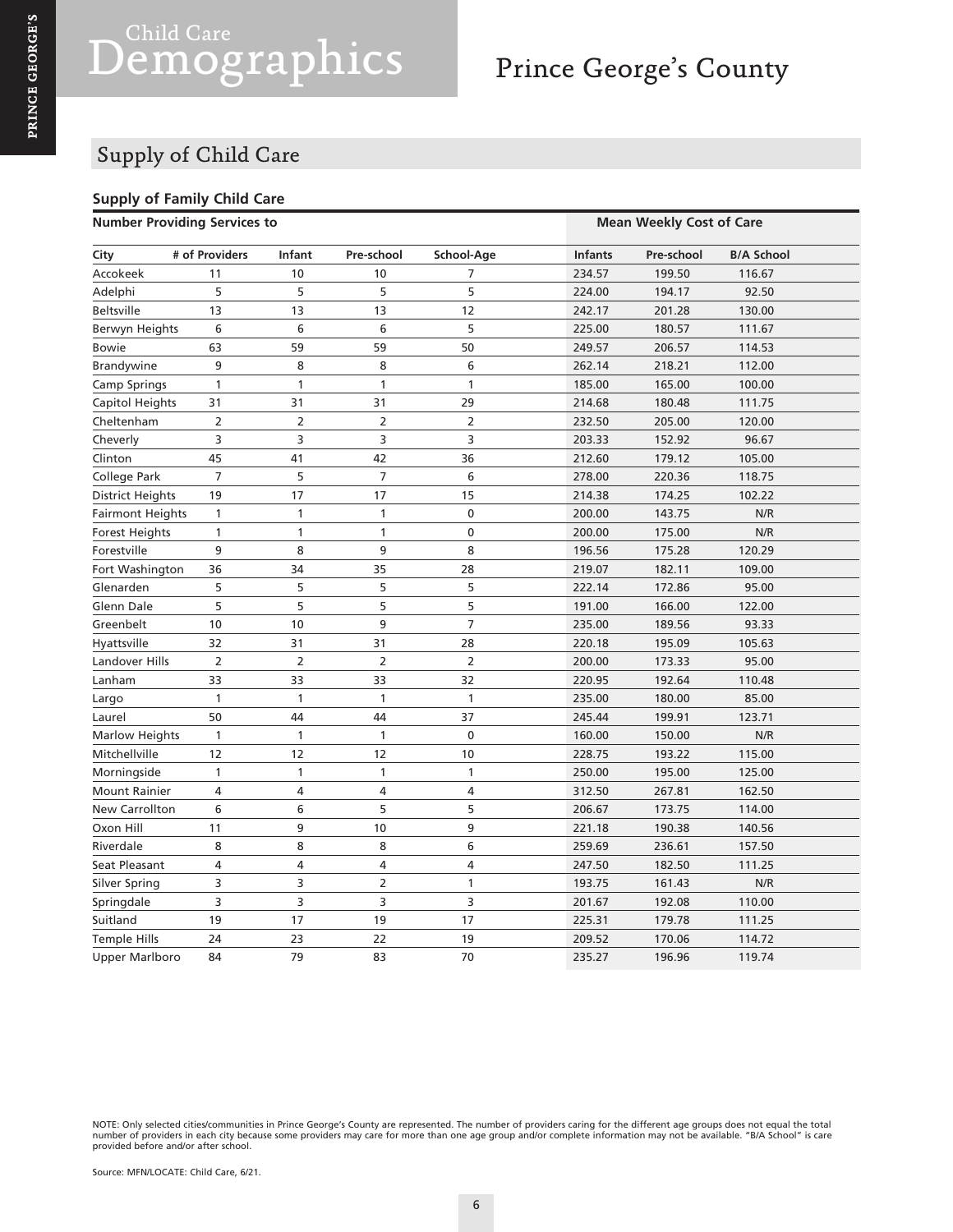# Child Care Demographics

# Prince George's County

## Supply of Child Care

### Supply of Family Child Care

| Number Providing Services to | | | | | Mean Weekly Cost of Care | | |
|---|---|---|---|---|---|---|---|
| City | # of Providers | Infant | Pre-school | School-Age | Infants | Pre-school | B/A School |
| Accokeek | 11 | 10 | 10 | 7 | 234.57 | 199.50 | 116.67 |
| Adelphi | 5 | 5 | 5 | 5 | 224.00 | 194.17 | 92.50 |
| Beltsville | 13 | 13 | 13 | 12 | 242.17 | 201.28 | 130.00 |
| Berwyn Heights | 6 | 6 | 6 | 5 | 225.00 | 180.57 | 111.67 |
| Bowie | 63 | 59 | 59 | 50 | 249.57 | 206.57 | 114.53 |
| Brandywine | 9 | 8 | 8 | 6 | 262.14 | 218.21 | 112.00 |
| Camp Springs | 1 | 1 | 1 | 1 | 185.00 | 165.00 | 100.00 |
| Capitol Heights | 31 | 31 | 31 | 29 | 214.68 | 180.48 | 111.75 |
| Cheltenham | 2 | 2 | 2 | 2 | 232.50 | 205.00 | 120.00 |
| Cheverly | 3 | 3 | 3 | 3 | 203.33 | 152.92 | 96.67 |
| Clinton | 45 | 41 | 42 | 36 | 212.60 | 179.12 | 105.00 |
| College Park | 7 | 5 | 7 | 6 | 278.00 | 220.36 | 118.75 |
| District Heights | 19 | 17 | 17 | 15 | 214.38 | 174.25 | 102.22 |
| Fairmont Heights | 1 | 1 | 1 | 0 | 200.00 | 143.75 | N/R |
| Forest Heights | 1 | 1 | 1 | 0 | 200.00 | 175.00 | N/R |
| Forestville | 9 | 8 | 9 | 8 | 196.56 | 175.28 | 120.29 |
| Fort Washington | 36 | 34 | 35 | 28 | 219.07 | 182.11 | 109.00 |
| Glenarden | 5 | 5 | 5 | 5 | 222.14 | 172.86 | 95.00 |
| Glenn Dale | 5 | 5 | 5 | 5 | 191.00 | 166.00 | 122.00 |
| Greenbelt | 10 | 10 | 9 | 7 | 235.00 | 189.56 | 93.33 |
| Hyattsville | 32 | 31 | 31 | 28 | 220.18 | 195.09 | 105.63 |
| Landover Hills | 2 | 2 | 2 | 2 | 200.00 | 173.33 | 95.00 |
| Lanham | 33 | 33 | 33 | 32 | 220.95 | 192.64 | 110.48 |
| Largo | 1 | 1 | 1 | 1 | 235.00 | 180.00 | 85.00 |
| Laurel | 50 | 44 | 44 | 37 | 245.44 | 199.91 | 123.71 |
| Marlow Heights | 1 | 1 | 1 | 0 | 160.00 | 150.00 | N/R |
| Mitchellville | 12 | 12 | 12 | 10 | 228.75 | 193.22 | 115.00 |
| Morningside | 1 | 1 | 1 | 1 | 250.00 | 195.00 | 125.00 |
| Mount Rainier | 4 | 4 | 4 | 4 | 312.50 | 267.81 | 162.50 |
| New Carrollton | 6 | 6 | 5 | 5 | 206.67 | 173.75 | 114.00 |
| Oxon Hill | 11 | 9 | 10 | 9 | 221.18 | 190.38 | 140.56 |
| Riverdale | 8 | 8 | 8 | 6 | 259.69 | 236.61 | 157.50 |
| Seat Pleasant | 4 | 4 | 4 | 4 | 247.50 | 182.50 | 111.25 |
| Silver Spring | 3 | 3 | 2 | 1 | 193.75 | 161.43 | N/R |
| Springdale | 3 | 3 | 3 | 3 | 201.67 | 192.08 | 110.00 |
| Suitland | 19 | 17 | 19 | 17 | 225.31 | 179.78 | 111.25 |
| Temple Hills | 24 | 23 | 22 | 19 | 209.52 | 170.06 | 114.72 |
| Upper Marlboro | 84 | 79 | 83 | 70 | 235.27 | 196.96 | 119.74 |

NOTE: Only selected cities/communities in Prince George's County are represented. The number of providers caring for the different age groups does not equal the total number of providers in each city because some providers may care for more than one age group and/or complete information may not be available. "B/A School" is care provided before and/or after school.

Source: MFN/LOCATE: Child Care, 6/21.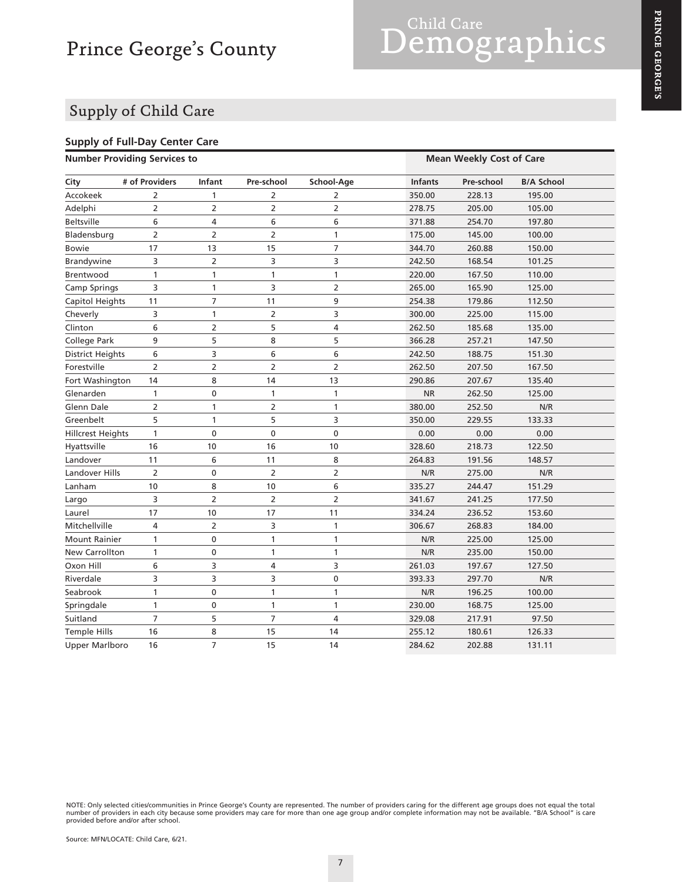# Prince George's County

# Child Care Demographics

## Supply of Child Care

### Supply of Full-Day Center Care

| Number Providing Services to | | | | | Mean Weekly Cost of Care | | |
|---|---|---|---|---|---|---|---|
| **City** | **# of Providers** | **Infant** | **Pre-school** | **School-Age** | **Infants** | **Pre-school** | **B/A School** |
| Accokeek | 2 | 1 | 2 | 2 | 350.00 | 228.13 | 195.00 |
| Adelphi | 2 | 2 | 2 | 2 | 278.75 | 205.00 | 105.00 |
| Beltsville | 6 | 4 | 6 | 6 | 371.88 | 254.70 | 197.80 |
| Bladensburg | 2 | 2 | 2 | 1 | 175.00 | 145.00 | 100.00 |
| Bowie | 17 | 13 | 15 | 7 | 344.70 | 260.88 | 150.00 |
| Brandywine | 3 | 2 | 3 | 3 | 242.50 | 168.54 | 101.25 |
| Brentwood | 1 | 1 | 1 | 1 | 220.00 | 167.50 | 110.00 |
| Camp Springs | 3 | 1 | 3 | 2 | 265.00 | 165.90 | 125.00 |
| Capitol Heights | 11 | 7 | 11 | 9 | 254.38 | 179.86 | 112.50 |
| Cheverly | 3 | 1 | 2 | 3 | 300.00 | 225.00 | 115.00 |
| Clinton | 6 | 2 | 5 | 4 | 262.50 | 185.68 | 135.00 |
| College Park | 9 | 5 | 8 | 5 | 366.28 | 257.21 | 147.50 |
| District Heights | 6 | 3 | 6 | 6 | 242.50 | 188.75 | 151.30 |
| Forestville | 2 | 2 | 2 | 2 | 262.50 | 207.50 | 167.50 |
| Fort Washington | 14 | 8 | 14 | 13 | 290.86 | 207.67 | 135.40 |
| Glenarden | 1 | 0 | 1 | 1 | NR | 262.50 | 125.00 |
| Glenn Dale | 2 | 1 | 2 | 1 | 380.00 | 252.50 | N/R |
| Greenbelt | 5 | 1 | 5 | 3 | 350.00 | 229.55 | 133.33 |
| Hillcrest Heights | 1 | 0 | 0 | 0 | 0.00 | 0.00 | 0.00 |
| Hyattsville | 16 | 10 | 16 | 10 | 328.60 | 218.73 | 122.50 |
| Landover | 11 | 6 | 11 | 8 | 264.83 | 191.56 | 148.57 |
| Landover Hills | 2 | 0 | 2 | 2 | N/R | 275.00 | N/R |
| Lanham | 10 | 8 | 10 | 6 | 335.27 | 244.47 | 151.29 |
| Largo | 3 | 2 | 2 | 2 | 341.67 | 241.25 | 177.50 |
| Laurel | 17 | 10 | 17 | 11 | 334.24 | 236.52 | 153.60 |
| Mitchellville | 4 | 2 | 3 | 1 | 306.67 | 268.83 | 184.00 |
| Mount Rainier | 1 | 0 | 1 | 1 | N/R | 225.00 | 125.00 |
| New Carrollton | 1 | 0 | 1 | 1 | N/R | 235.00 | 150.00 |
| Oxon Hill | 6 | 3 | 4 | 3 | 261.03 | 197.67 | 127.50 |
| Riverdale | 3 | 3 | 3 | 0 | 393.33 | 297.70 | N/R |
| Seabrook | 1 | 0 | 1 | 1 | N/R | 196.25 | 100.00 |
| Springdale | 1 | 0 | 1 | 1 | 230.00 | 168.75 | 125.00 |
| Suitland | 7 | 5 | 7 | 4 | 329.08 | 217.91 | 97.50 |
| Temple Hills | 16 | 8 | 15 | 14 | 255.12 | 180.61 | 126.33 |
| Upper Marlboro | 16 | 7 | 15 | 14 | 284.62 | 202.88 | 131.11 |

NOTE: Only selected cities/communities in Prince George's County are represented. The number of providers caring for the different age groups does not equal the total number of providers in each city because some providers may care for more than one age group and/or complete information may not be available. "B/A School" is care provided before and/or after school.

Source: MFN/LOCATE: Child Care, 6/21.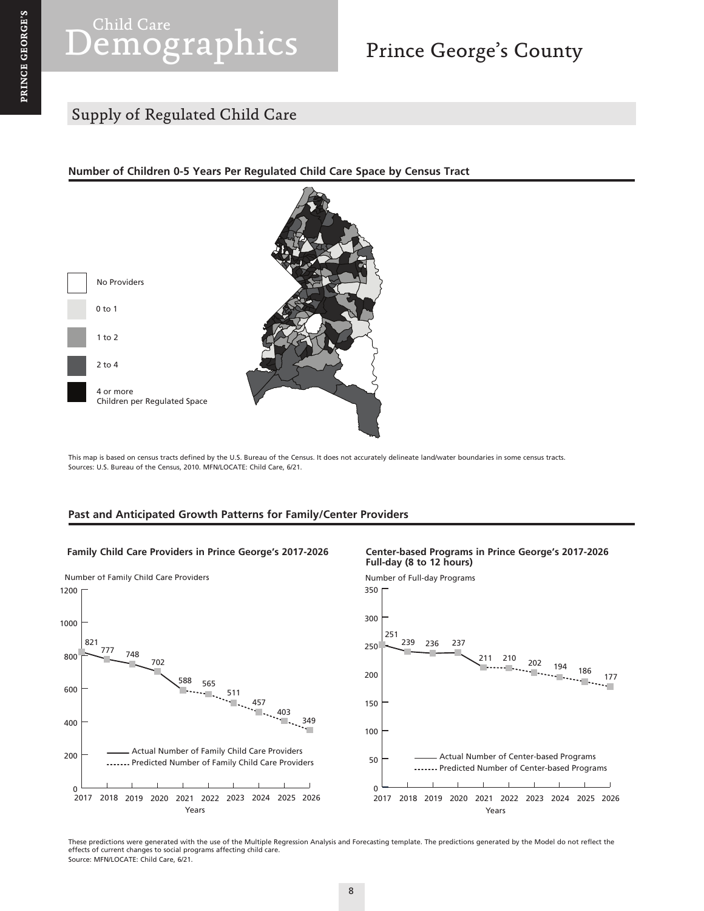# Child Care Demographics

# Prince George's County

## Supply of Regulated Child Care

### Number of Children 0-5 Years Per Regulated Child Care Space by Census Tract

- No Providers
- 0 to 1
- 1 to 2
- 2 to 4
- 4 or more Children per Regulated Space

This map is based on census tracts defined by the U.S. Bureau of the Census. It does not accurately delineate land/water boundaries in some census tracts.
Sources: U.S. Bureau of the Census, 2010. MFN/LOCATE: Child Care, 6/21.

### Past and Anticipated Growth Patterns for Family/Center Providers

**Family Child Care Providers in Prince George's 2017-2026**

| Year | Number of Family Child Care Providers |
|---|---|
| 2017 | 821 |
| 2018 | 777 |
| 2019 | 748 |
| 2020 | 702 |
| 2021 | 588 |
| 2022 | 565 |
| 2023 | 511 |
| 2024 | 457 |
| 2025 | 403 |
| 2026 | 349 |

Actual Number of Family Child Care Providers (2017–2021); Predicted Number of Family Child Care Providers (2021–2026)

**Center-based Programs in Prince George's 2017-2026 Full-day (8 to 12 hours)**

| Year | Number of Full-day Programs |
|---|---|
| 2017 | 251 |
| 2018 | 239 |
| 2019 | 236 |
| 2020 | 237 |
| 2021 | 211 |
| 2022 | 210 |
| 2023 | 202 |
| 2024 | 194 |
| 2025 | 186 |
| 2026 | 177 |

Actual Number of Center-based Programs (2017–2021); Predicted Number of Center-based Programs (2021–2026)

These predictions were generated with the use of the Multiple Regression Analysis and Forecasting template. The predictions generated by the Model do not reflect the effects of current changes to social programs affecting child care.
Source: MFN/LOCATE: Child Care, 6/21.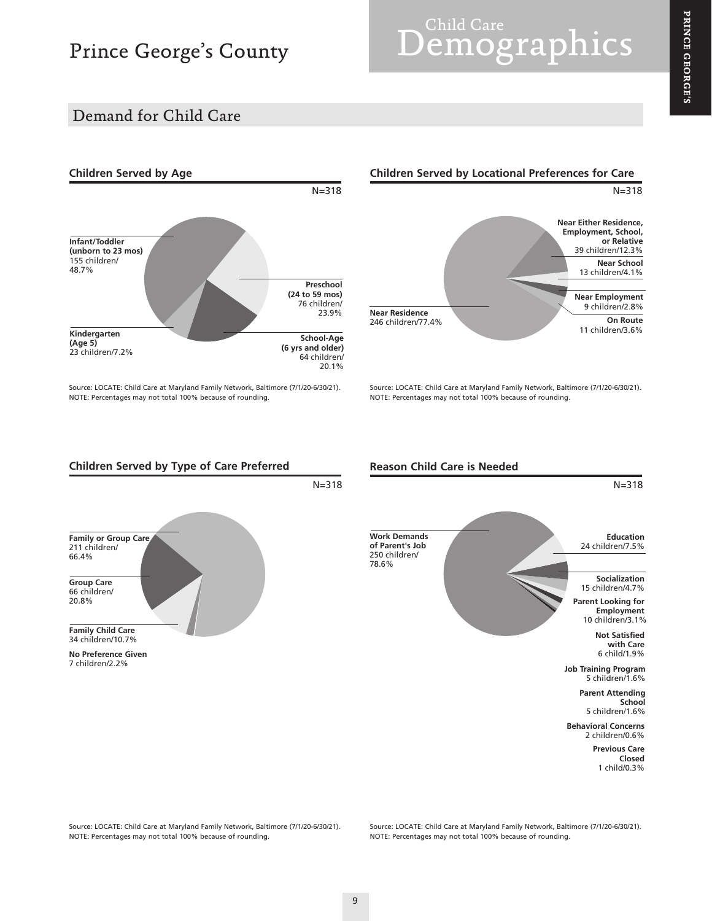# Prince George's County

## Child Care Demographics

## Demand for Child Care

### Children Served by Age

N=318

- **Infant/Toddler (unborn to 23 mos)** 155 children/48.7%
- **Preschool (24 to 59 mos)** 76 children/23.9%
- **School-Age (6 yrs and older)** 64 children/20.1%
- **Kindergarten (Age 5)** 23 children/7.2%

Source: LOCATE: Child Care at Maryland Family Network, Baltimore (7/1/20-6/30/21).
NOTE: Percentages may not total 100% because of rounding.

### Children Served by Locational Preferences for Care

N=318

- **Near Residence** 246 children/77.4%
- **Near Either Residence, Employment, School, or Relative** 39 children/12.3%
- **Near School** 13 children/4.1%
- **Near Employment** 9 children/2.8%
- **On Route** 11 children/3.6%

Source: LOCATE: Child Care at Maryland Family Network, Baltimore (7/1/20-6/30/21).
NOTE: Percentages may not total 100% because of rounding.

### Children Served by Type of Care Preferred

N=318

- **Family or Group Care** 211 children/66.4%
- **Group Care** 66 children/20.8%
- **Family Child Care** 34 children/10.7%
- **No Preference Given** 7 children/2.2%

Source: LOCATE: Child Care at Maryland Family Network, Baltimore (7/1/20-6/30/21).
NOTE: Percentages may not total 100% because of rounding.

### Reason Child Care is Needed

N=318

- **Work Demands of Parent's Job** 250 children/78.6%
- **Education** 24 children/7.5%
- **Socialization** 15 children/4.7%
- **Parent Looking for Employment** 10 children/3.1%
- **Not Satisfied with Care** 6 child/1.9%
- **Job Training Program** 5 children/1.6%
- **Parent Attending School** 5 children/1.6%
- **Behavioral Concerns** 2 children/0.6%
- **Previous Care Closed** 1 child/0.3%

Source: LOCATE: Child Care at Maryland Family Network, Baltimore (7/1/20-6/30/21).
NOTE: Percentages may not total 100% because of rounding.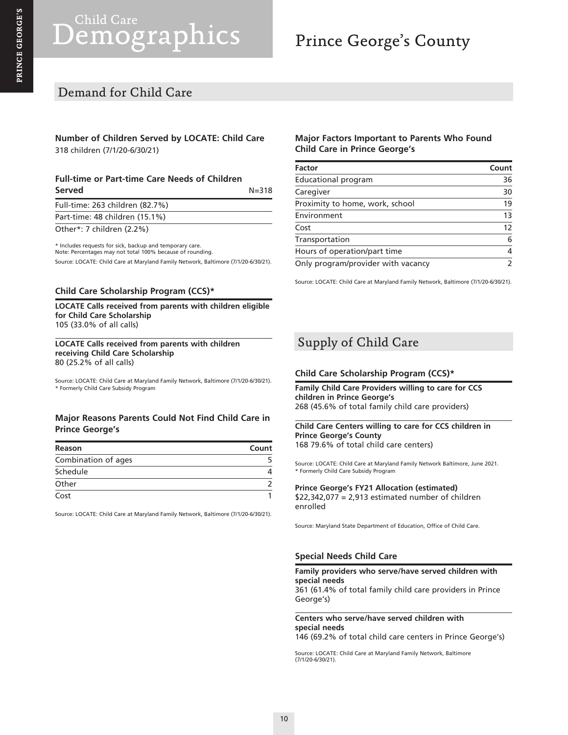# Child Care Demographics

# Prince George's County

## Demand for Child Care

### Number of Children Served by LOCATE: Child Care

318 children (7/1/20-6/30/21)

### Full-time or Part-time Care Needs of Children Served

N=318

| |
|---|
| Full-time: 263 children (82.7%) |
| Part-time: 48 children (15.1%) |
| Other*: 7 children (2.2%) |

* Includes requests for sick, backup and temporary care.
Note: Percentages may not total 100% because of rounding.

Source: LOCATE: Child Care at Maryland Family Network, Baltimore (7/1/20-6/30/21).

### Child Care Scholarship Program (CCS)*

**LOCATE Calls received from parents with children eligible for Child Care Scholarship**
105 (33.0% of all calls)

**LOCATE Calls received from parents with children receiving Child Care Scholarship**
80 (25.2% of all calls)

Source: LOCATE: Child Care at Maryland Family Network, Baltimore (7/1/20-6/30/21).
* Formerly Child Care Subsidy Program

### Major Reasons Parents Could Not Find Child Care in Prince George's

| Reason | Count |
|---|---|
| Combination of ages | 5 |
| Schedule | 4 |
| Other | 2 |
| Cost | 1 |

Source: LOCATE: Child Care at Maryland Family Network, Baltimore (7/1/20-6/30/21).

### Major Factors Important to Parents Who Found Child Care in Prince George's

| Factor | Count |
|---|---|
| Educational program | 36 |
| Caregiver | 30 |
| Proximity to home, work, school | 19 |
| Environment | 13 |
| Cost | 12 |
| Transportation | 6 |
| Hours of operation/part time | 4 |
| Only program/provider with vacancy | 2 |

Source: LOCATE: Child Care at Maryland Family Network, Baltimore (7/1/20-6/30/21).

## Supply of Child Care

### Child Care Scholarship Program (CCS)*

**Family Child Care Providers willing to care for CCS children in Prince George's**
268 (45.6% of total family child care providers)

**Child Care Centers willing to care for CCS children in Prince George's County**
168 79.6% of total child care centers)

Source: LOCATE: Child Care at Maryland Family Network Baltimore, June 2021.
* Formerly Child Care Subsidy Program

**Prince George's FY21 Allocation (estimated)**
$22,342,077 = 2,913 estimated number of children enrolled

Source: Maryland State Department of Education, Office of Child Care.

### Special Needs Child Care

**Family providers who serve/have served children with special needs**
361 (61.4% of total family child care providers in Prince George's)

**Centers who serve/have served children with special needs**
146 (69.2% of total child care centers in Prince George's)

Source: LOCATE: Child Care at Maryland Family Network, Baltimore (7/1/20-6/30/21).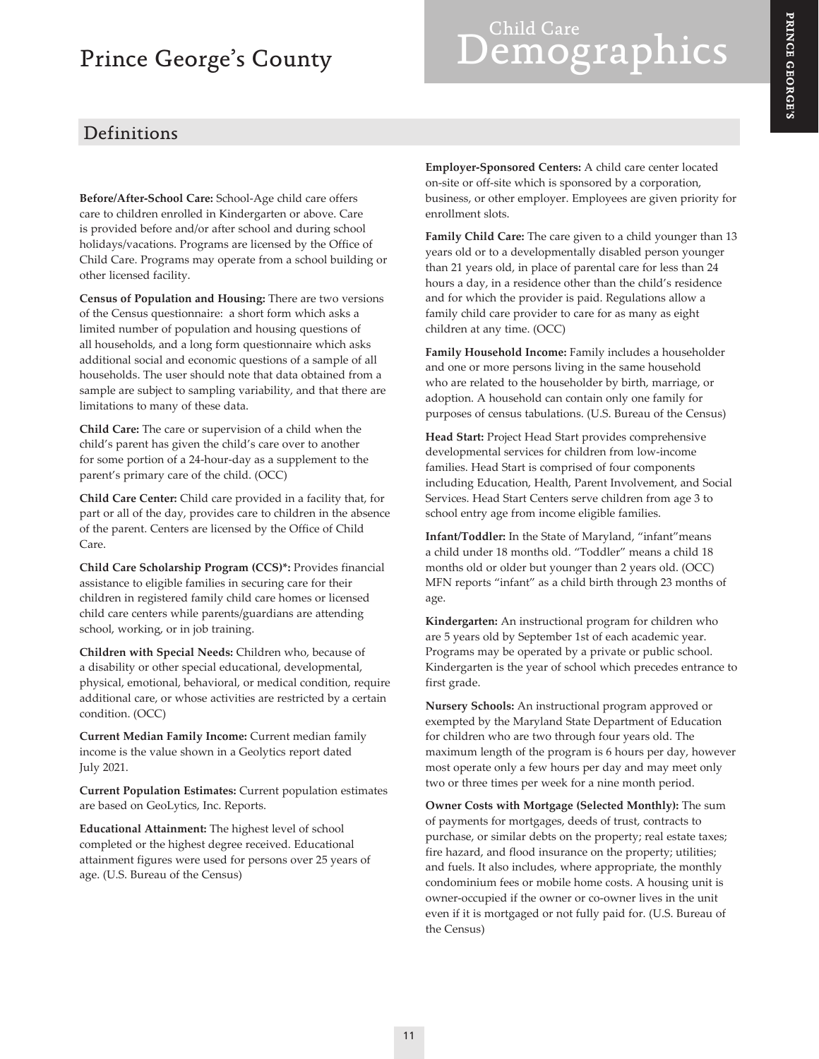# Prince George's County

## Child Care Demographics

## Definitions

**Before/After-School Care:** School-Age child care offers care to children enrolled in Kindergarten or above. Care is provided before and/or after school and during school holidays/vacations. Programs are licensed by the Office of Child Care. Programs may operate from a school building or other licensed facility.

**Census of Population and Housing:** There are two versions of the Census questionnaire: a short form which asks a limited number of population and housing questions of all households, and a long form questionnaire which asks additional social and economic questions of a sample of all households. The user should note that data obtained from a sample are subject to sampling variability, and that there are limitations to many of these data.

**Child Care:** The care or supervision of a child when the child's parent has given the child's care over to another for some portion of a 24-hour-day as a supplement to the parent's primary care of the child. (OCC)

**Child Care Center:** Child care provided in a facility that, for part or all of the day, provides care to children in the absence of the parent. Centers are licensed by the Office of Child Care.

**Child Care Scholarship Program (CCS)*:** Provides financial assistance to eligible families in securing care for their children in registered family child care homes or licensed child care centers while parents/guardians are attending school, working, or in job training.

**Children with Special Needs:** Children who, because of a disability or other special educational, developmental, physical, emotional, behavioral, or medical condition, require additional care, or whose activities are restricted by a certain condition. (OCC)

**Current Median Family Income:** Current median family income is the value shown in a Geolytics report dated July 2021.

**Current Population Estimates:** Current population estimates are based on GeoLytics, Inc. Reports.

**Educational Attainment:** The highest level of school completed or the highest degree received. Educational attainment figures were used for persons over 25 years of age. (U.S. Bureau of the Census)

**Employer-Sponsored Centers:** A child care center located on-site or off-site which is sponsored by a corporation, business, or other employer. Employees are given priority for enrollment slots.

**Family Child Care:** The care given to a child younger than 13 years old or to a developmentally disabled person younger than 21 years old, in place of parental care for less than 24 hours a day, in a residence other than the child's residence and for which the provider is paid. Regulations allow a family child care provider to care for as many as eight children at any time. (OCC)

**Family Household Income:** Family includes a householder and one or more persons living in the same household who are related to the householder by birth, marriage, or adoption. A household can contain only one family for purposes of census tabulations. (U.S. Bureau of the Census)

**Head Start:** Project Head Start provides comprehensive developmental services for children from low-income families. Head Start is comprised of four components including Education, Health, Parent Involvement, and Social Services. Head Start Centers serve children from age 3 to school entry age from income eligible families.

**Infant/Toddler:** In the State of Maryland, "infant"means a child under 18 months old. "Toddler" means a child 18 months old or older but younger than 2 years old. (OCC) MFN reports "infant" as a child birth through 23 months of age.

**Kindergarten:** An instructional program for children who are 5 years old by September 1st of each academic year. Programs may be operated by a private or public school. Kindergarten is the year of school which precedes entrance to first grade.

**Nursery Schools:** An instructional program approved or exempted by the Maryland State Department of Education for children who are two through four years old. The maximum length of the program is 6 hours per day, however most operate only a few hours per day and may meet only two or three times per week for a nine month period.

**Owner Costs with Mortgage (Selected Monthly):** The sum of payments for mortgages, deeds of trust, contracts to purchase, or similar debts on the property; real estate taxes; fire hazard, and flood insurance on the property; utilities; and fuels. It also includes, where appropriate, the monthly condominium fees or mobile home costs. A housing unit is owner-occupied if the owner or co-owner lives in the unit even if it is mortgaged or not fully paid for. (U.S. Bureau of the Census)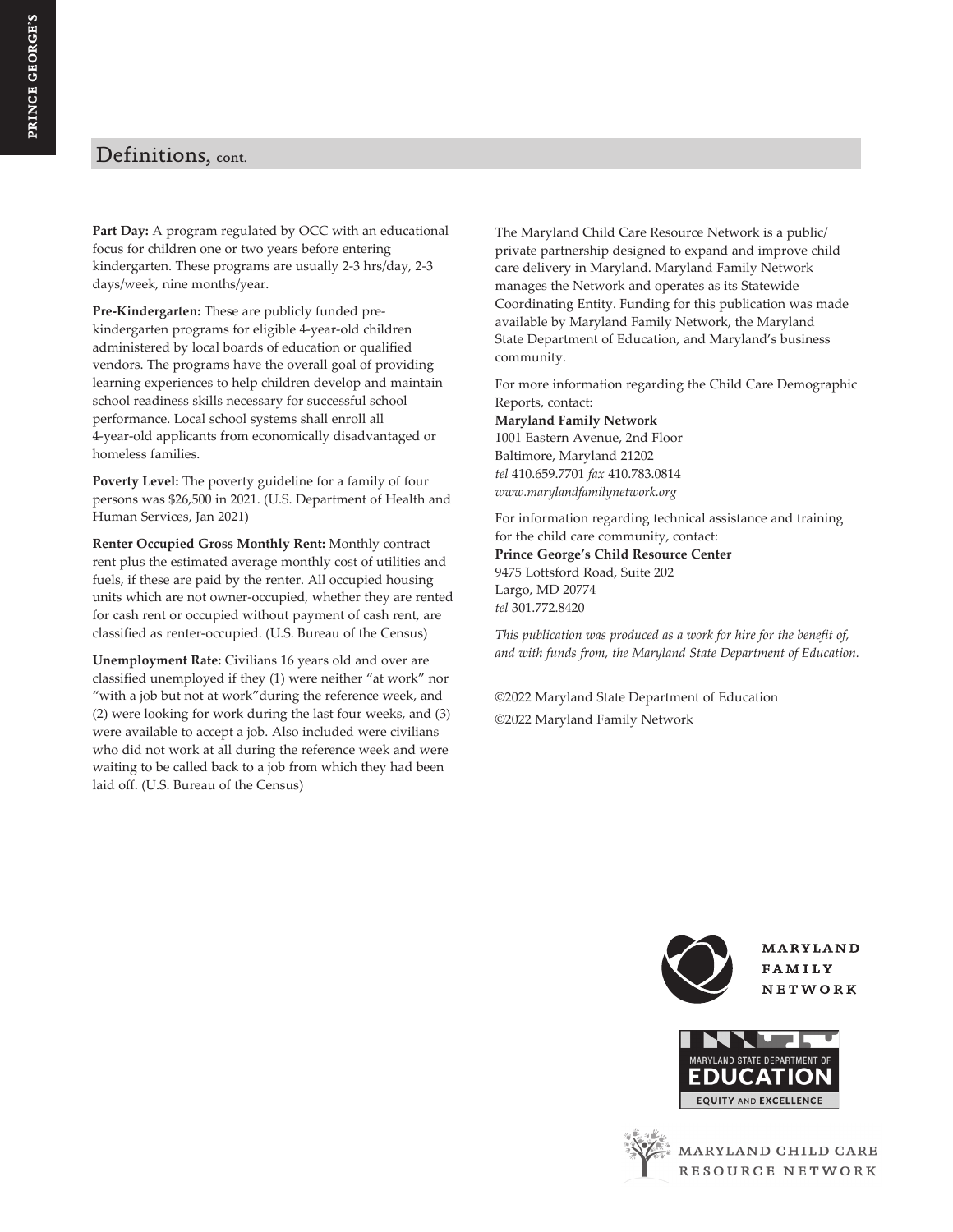## Definitions, cont.

**Part Day:** A program regulated by OCC with an educational focus for children one or two years before entering kindergarten. These programs are usually 2-3 hrs/day, 2-3 days/week, nine months/year.

**Pre-Kindergarten:** These are publicly funded pre-kindergarten programs for eligible 4-year-old children administered by local boards of education or qualified vendors. The programs have the overall goal of providing learning experiences to help children develop and maintain school readiness skills necessary for successful school performance. Local school systems shall enroll all 4-year-old applicants from economically disadvantaged or homeless families.

**Poverty Level:** The poverty guideline for a family of four persons was $26,500 in 2021. (U.S. Department of Health and Human Services, Jan 2021)

**Renter Occupied Gross Monthly Rent:** Monthly contract rent plus the estimated average monthly cost of utilities and fuels, if these are paid by the renter. All occupied housing units which are not owner-occupied, whether they are rented for cash rent or occupied without payment of cash rent, are classified as renter-occupied. (U.S. Bureau of the Census)

**Unemployment Rate:** Civilians 16 years old and over are classified unemployed if they (1) were neither "at work" nor "with a job but not at work"during the reference week, and (2) were looking for work during the last four weeks, and (3) were available to accept a job. Also included were civilians who did not work at all during the reference week and were waiting to be called back to a job from which they had been laid off. (U.S. Bureau of the Census)

The Maryland Child Care Resource Network is a public/private partnership designed to expand and improve child care delivery in Maryland. Maryland Family Network manages the Network and operates as its Statewide Coordinating Entity. Funding for this publication was made available by Maryland Family Network, the Maryland State Department of Education, and Maryland's business community.

For more information regarding the Child Care Demographic Reports, contact:
**Maryland Family Network**
1001 Eastern Avenue, 2nd Floor
Baltimore, Maryland 21202
*tel* 410.659.7701 *fax* 410.783.0814
*www.marylandfamilynetwork.org*

For information regarding technical assistance and training for the child care community, contact:
**Prince George's Child Resource Center**
9475 Lottsford Road, Suite 202
Largo, MD 20774
*tel* 301.772.8420

*This publication was produced as a work for hire for the benefit of, and with funds from, the Maryland State Department of Education.*

©2022 Maryland State Department of Education
©2022 Maryland Family Network

MARYLAND FAMILY NETWORK

MARYLAND STATE DEPARTMENT OF EDUCATION
EQUITY AND EXCELLENCE

MARYLAND CHILD CARE RESOURCE NETWORK